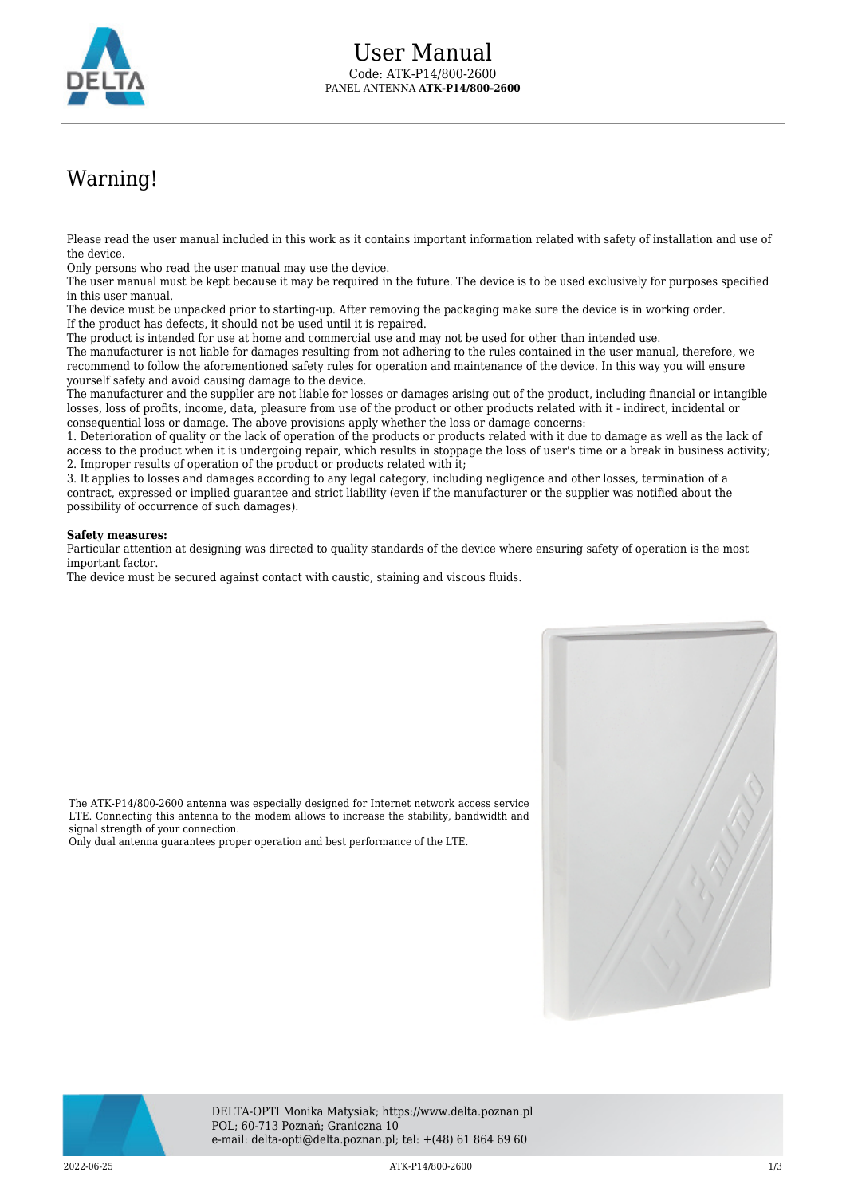# User Manual

Code: ATK-P14/800-2600
PANEL ANTENNA **ATK-P14/800-2600**

## Warning!

Please read the user manual included in this work as it contains important information related with safety of installation and use of the device.
Only persons who read the user manual may use the device.
The user manual must be kept because it may be required in the future. The device is to be used exclusively for purposes specified in this user manual.
The device must be unpacked prior to starting-up. After removing the packaging make sure the device is in working order.
If the product has defects, it should not be used until it is repaired.
The product is intended for use at home and commercial use and may not be used for other than intended use.
The manufacturer is not liable for damages resulting from not adhering to the rules contained in the user manual, therefore, we recommend to follow the aforementioned safety rules for operation and maintenance of the device. In this way you will ensure yourself safety and avoid causing damage to the device.
The manufacturer and the supplier are not liable for losses or damages arising out of the product, including financial or intangible losses, loss of profits, income, data, pleasure from use of the product or other products related with it - indirect, incidental or consequential loss or damage. The above provisions apply whether the loss or damage concerns:
1. Deterioration of quality or the lack of operation of the products or products related with it due to damage as well as the lack of access to the product when it is undergoing repair, which results in stoppage the loss of user's time or a break in business activity;
2. Improper results of operation of the product or products related with it;
3. It applies to losses and damages according to any legal category, including negligence and other losses, termination of a contract, expressed or implied guarantee and strict liability (even if the manufacturer or the supplier was notified about the possibility of occurrence of such damages).

**Safety measures:**
Particular attention at designing was directed to quality standards of the device where ensuring safety of operation is the most important factor.
The device must be secured against contact with caustic, staining and viscous fluids.

The ATK-P14/800-2600 antenna was especially designed for Internet network access service LTE. Connecting this antenna to the modem allows to increase the stability, bandwidth and signal strength of your connection.
Only dual antenna guarantees proper operation and best performance of the LTE.

DELTA-OPTI Monika Matysiak; https://www.delta.poznan.pl
POL; 60-713 Poznań; Graniczna 10
e-mail: delta-opti@delta.poznan.pl; tel: +(48) 61 864 69 60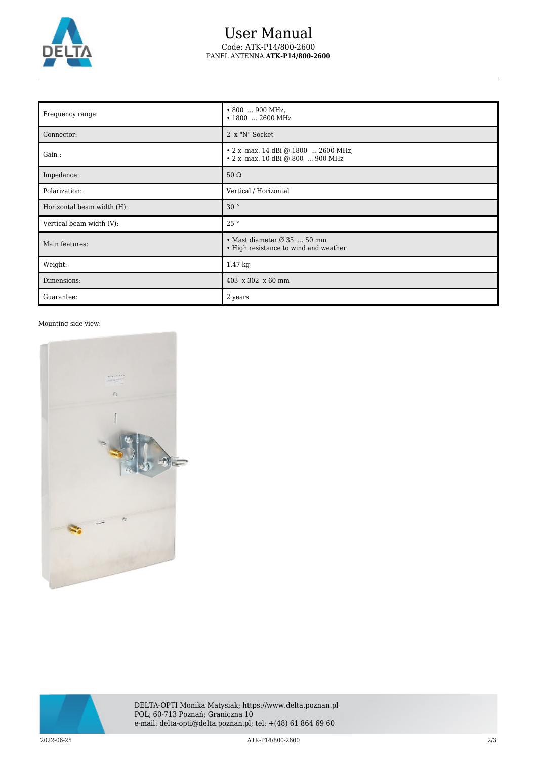# User Manual

Code: ATK-P14/800-2600

PANEL ANTENNA **ATK-P14/800-2600**

| | |
|---|---|
| Frequency range: | • 800 ... 900 MHz,<br>• 1800 ... 2600 MHz |
| Connector: | 2 x "N" Socket |
| Gain : | • 2 x max. 14 dBi @ 1800 ... 2600 MHz,<br>• 2 x max. 10 dBi @ 800 ... 900 MHz |
| Impedance: | 50 Ω |
| Polarization: | Vertical / Horizontal |
| Horizontal beam width (H): | 30 ° |
| Vertical beam width (V): | 25 ° |
| Main features: | • Mast diameter Ø 35 ... 50 mm<br>• High resistance to wind and weather |
| Weight: | 1.47 kg |
| Dimensions: | 403 x 302 x 60 mm |
| Guarantee: | 2 years |

Mounting side view:

DELTA-OPTI Monika Matysiak; https://www.delta.poznan.pl
POL; 60-713 Poznań; Graniczna 10
e-mail: delta-opti@delta.poznan.pl; tel: +(48) 61 864 69 60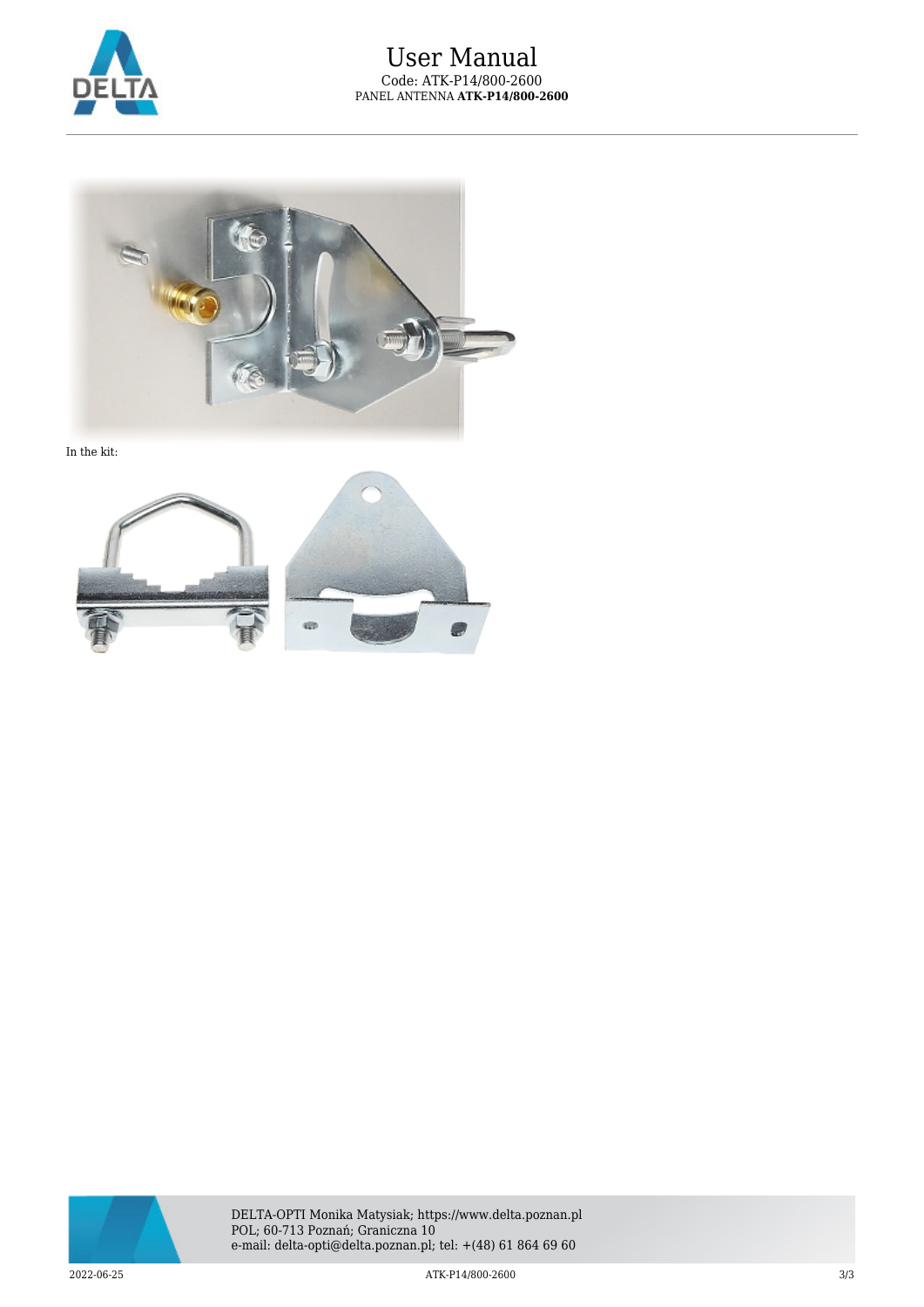In the kit: